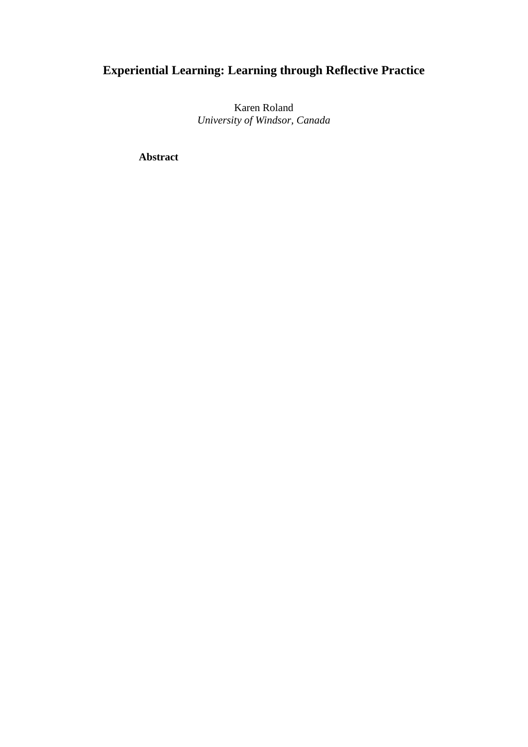# Experiential Learning: Learning through Reflective Practice

Karen Roland
*University of Windsor, Canada*

**Abstract**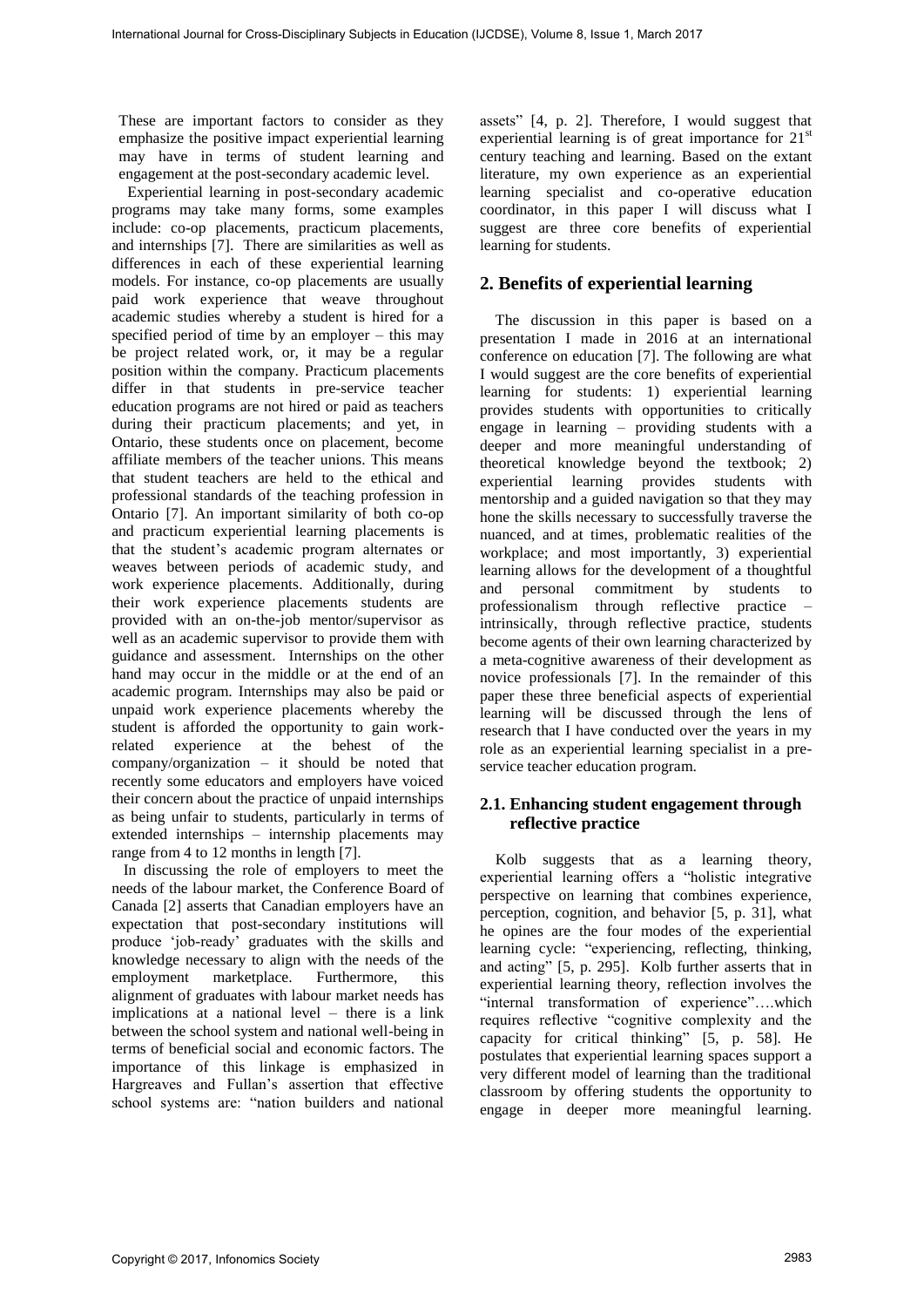These are important factors to consider as they emphasize the positive impact experiential learning may have in terms of student learning and engagement at the post-secondary academic level.

Experiential learning in post-secondary academic programs may take many forms, some examples include: co-op placements, practicum placements, and internships [7]. There are similarities as well as differences in each of these experiential learning models. For instance, co-op placements are usually paid work experience that weave throughout academic studies whereby a student is hired for a specified period of time by an employer – this may be project related work, or, it may be a regular position within the company. Practicum placements differ in that students in pre-service teacher education programs are not hired or paid as teachers during their practicum placements; and yet, in Ontario, these students once on placement, become affiliate members of the teacher unions. This means that student teachers are held to the ethical and professional standards of the teaching profession in Ontario [7]. An important similarity of both co-op and practicum experiential learning placements is that the student's academic program alternates or weaves between periods of academic study, and work experience placements. Additionally, during their work experience placements students are provided with an on-the-job mentor/supervisor as well as an academic supervisor to provide them with guidance and assessment. Internships on the other hand may occur in the middle or at the end of an academic program. Internships may also be paid or unpaid work experience placements whereby the student is afforded the opportunity to gain work-related experience at the behest of the company/organization – it should be noted that recently some educators and employers have voiced their concern about the practice of unpaid internships as being unfair to students, particularly in terms of extended internships – internship placements may range from 4 to 12 months in length [7].

In discussing the role of employers to meet the needs of the labour market, the Conference Board of Canada [2] asserts that Canadian employers have an expectation that post-secondary institutions will produce 'job-ready' graduates with the skills and knowledge necessary to align with the needs of the employment marketplace. Furthermore, this alignment of graduates with labour market needs has implications at a national level – there is a link between the school system and national well-being in terms of beneficial social and economic factors. The importance of this linkage is emphasized in Hargreaves and Fullan's assertion that effective school systems are: "nation builders and national assets" [4, p. 2]. Therefore, I would suggest that experiential learning is of great importance for 21st century teaching and learning. Based on the extant literature, my own experience as an experiential learning specialist and co-operative education coordinator, in this paper I will discuss what I suggest are three core benefits of experiential learning for students.

## 2. Benefits of experiential learning

The discussion in this paper is based on a presentation I made in 2016 at an international conference on education [7]. The following are what I would suggest are the core benefits of experiential learning for students: 1) experiential learning provides students with opportunities to critically engage in learning – providing students with a deeper and more meaningful understanding of theoretical knowledge beyond the textbook; 2) experiential learning provides students with mentorship and a guided navigation so that they may hone the skills necessary to successfully traverse the nuanced, and at times, problematic realities of the workplace; and most importantly, 3) experiential learning allows for the development of a thoughtful and personal commitment by students to professionalism through reflective practice – intrinsically, through reflective practice, students become agents of their own learning characterized by a meta-cognitive awareness of their development as novice professionals [7]. In the remainder of this paper these three beneficial aspects of experiential learning will be discussed through the lens of research that I have conducted over the years in my role as an experiential learning specialist in a pre-service teacher education program.

### 2.1. Enhancing student engagement through reflective practice

Kolb suggests that as a learning theory, experiential learning offers a "holistic integrative perspective on learning that combines experience, perception, cognition, and behavior [5, p. 31], what he opines are the four modes of the experiential learning cycle: "experiencing, reflecting, thinking, and acting" [5, p. 295]. Kolb further asserts that in experiential learning theory, reflection involves the "internal transformation of experience"….which requires reflective "cognitive complexity and the capacity for critical thinking" [5, p. 58]. He postulates that experiential learning spaces support a very different model of learning than the traditional classroom by offering students the opportunity to engage in deeper more meaningful learning.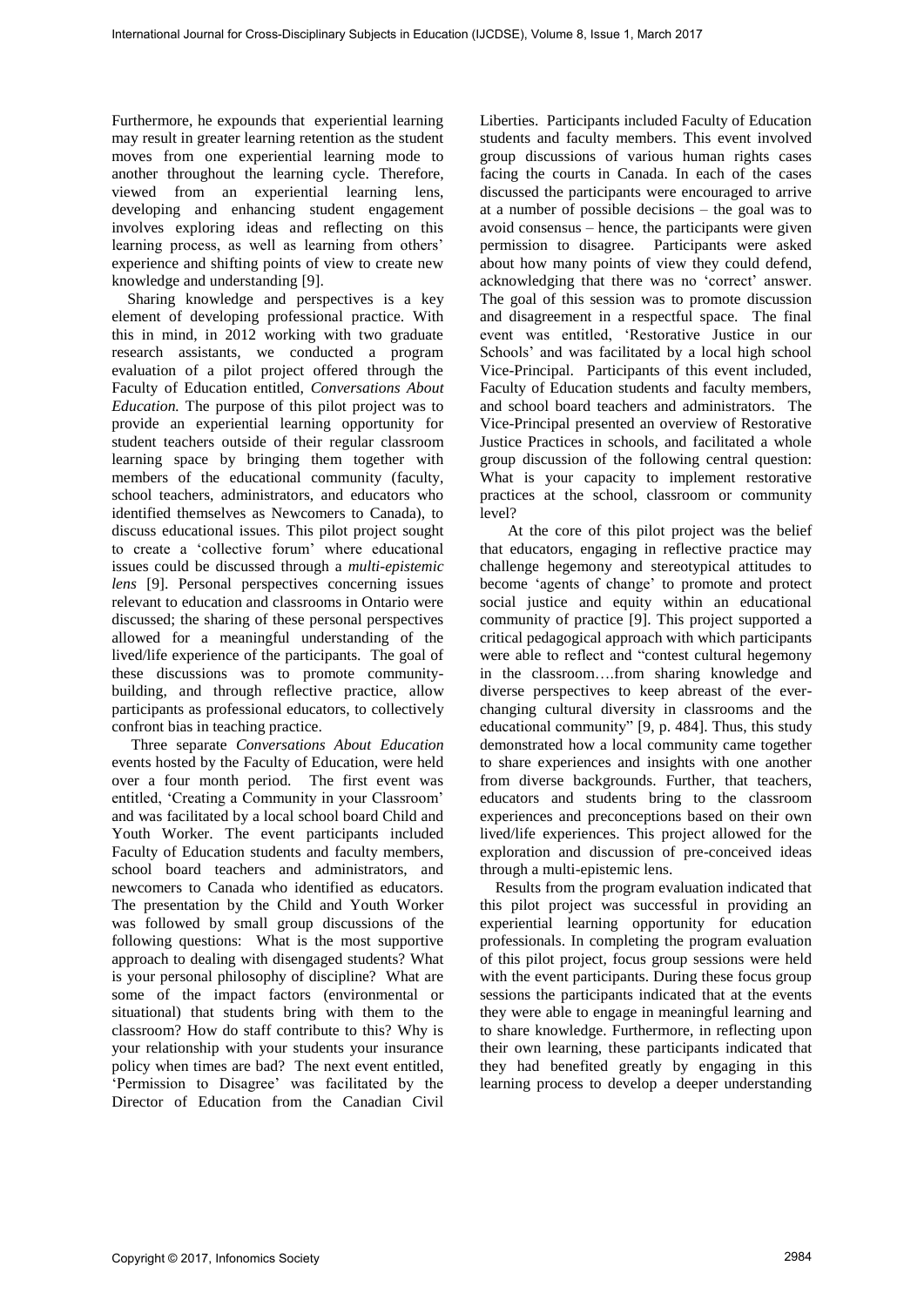Furthermore, he expounds that experiential learning may result in greater learning retention as the student moves from one experiential learning mode to another throughout the learning cycle. Therefore, viewed from an experiential learning lens, developing and enhancing student engagement involves exploring ideas and reflecting on this learning process, as well as learning from others' experience and shifting points of view to create new knowledge and understanding [9].

Sharing knowledge and perspectives is a key element of developing professional practice. With this in mind, in 2012 working with two graduate research assistants, we conducted a program evaluation of a pilot project offered through the Faculty of Education entitled, *Conversations About Education.* The purpose of this pilot project was to provide an experiential learning opportunity for student teachers outside of their regular classroom learning space by bringing them together with members of the educational community (faculty, school teachers, administrators, and educators who identified themselves as Newcomers to Canada), to discuss educational issues. This pilot project sought to create a 'collective forum' where educational issues could be discussed through a *multi-epistemic lens* [9]. Personal perspectives concerning issues relevant to education and classrooms in Ontario were discussed; the sharing of these personal perspectives allowed for a meaningful understanding of the lived/life experience of the participants. The goal of these discussions was to promote community-building, and through reflective practice, allow participants as professional educators, to collectively confront bias in teaching practice.

Three separate *Conversations About Education* events hosted by the Faculty of Education, were held over a four month period. The first event was entitled, 'Creating a Community in your Classroom' and was facilitated by a local school board Child and Youth Worker. The event participants included Faculty of Education students and faculty members, school board teachers and administrators, and newcomers to Canada who identified as educators. The presentation by the Child and Youth Worker was followed by small group discussions of the following questions: What is the most supportive approach to dealing with disengaged students? What is your personal philosophy of discipline? What are some of the impact factors (environmental or situational) that students bring with them to the classroom? How do staff contribute to this? Why is your relationship with your students your insurance policy when times are bad? The next event entitled, 'Permission to Disagree' was facilitated by the Director of Education from the Canadian Civil Liberties. Participants included Faculty of Education students and faculty members. This event involved group discussions of various human rights cases facing the courts in Canada. In each of the cases discussed the participants were encouraged to arrive at a number of possible decisions – the goal was to avoid consensus – hence, the participants were given permission to disagree. Participants were asked about how many points of view they could defend, acknowledging that there was no 'correct' answer. The goal of this session was to promote discussion and disagreement in a respectful space. The final event was entitled, 'Restorative Justice in our Schools' and was facilitated by a local high school Vice-Principal. Participants of this event included, Faculty of Education students and faculty members, and school board teachers and administrators. The Vice-Principal presented an overview of Restorative Justice Practices in schools, and facilitated a whole group discussion of the following central question: What is your capacity to implement restorative practices at the school, classroom or community level?

At the core of this pilot project was the belief that educators, engaging in reflective practice may challenge hegemony and stereotypical attitudes to become 'agents of change' to promote and protect social justice and equity within an educational community of practice [9]. This project supported a critical pedagogical approach with which participants were able to reflect and "contest cultural hegemony in the classroom….from sharing knowledge and diverse perspectives to keep abreast of the ever-changing cultural diversity in classrooms and the educational community" [9, p. 484]. Thus, this study demonstrated how a local community came together to share experiences and insights with one another from diverse backgrounds. Further, that teachers, educators and students bring to the classroom experiences and preconceptions based on their own lived/life experiences. This project allowed for the exploration and discussion of pre-conceived ideas through a multi-epistemic lens.

Results from the program evaluation indicated that this pilot project was successful in providing an experiential learning opportunity for education professionals. In completing the program evaluation of this pilot project, focus group sessions were held with the event participants. During these focus group sessions the participants indicated that at the events they were able to engage in meaningful learning and to share knowledge. Furthermore, in reflecting upon their own learning, these participants indicated that they had benefited greatly by engaging in this learning process to develop a deeper understanding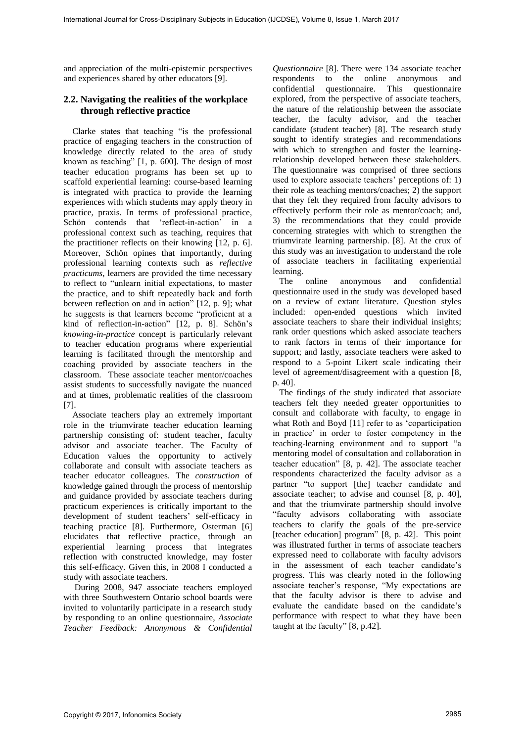and appreciation of the multi-epistemic perspectives and experiences shared by other educators [9].

## 2.2. Navigating the realities of the workplace through reflective practice

Clarke states that teaching "is the professional practice of engaging teachers in the construction of knowledge directly related to the area of study known as teaching" [1, p. 600]. The design of most teacher education programs has been set up to scaffold experiential learning: course-based learning is integrated with practica to provide the learning experiences with which students may apply theory in practice, praxis. In terms of professional practice, Schön contends that 'reflect-in-action' in a professional context such as teaching, requires that the practitioner reflects on their knowing [12, p. 6]. Moreover, Schön opines that importantly, during professional learning contexts such as *reflective practicums*, learners are provided the time necessary to reflect to "unlearn initial expectations, to master the practice, and to shift repeatedly back and forth between reflection on and in action" [12, p. 9]; what he suggests is that learners become "proficient at a kind of reflection-in-action" [12, p. 8]. Schön's *knowing-in-practice* concept is particularly relevant to teacher education programs where experiential learning is facilitated through the mentorship and coaching provided by associate teachers in the classroom. These associate teacher mentor/coaches assist students to successfully navigate the nuanced and at times, problematic realities of the classroom [7].

Associate teachers play an extremely important role in the triumvirate teacher education learning partnership consisting of: student teacher, faculty advisor and associate teacher. The Faculty of Education values the opportunity to actively collaborate and consult with associate teachers as teacher educator colleagues. The *construction* of knowledge gained through the process of mentorship and guidance provided by associate teachers during practicum experiences is critically important to the development of student teachers' self-efficacy in teaching practice [8]. Furthermore, Osterman [6] elucidates that reflective practice, through an experiential learning process that integrates reflection with constructed knowledge, may foster this self-efficacy. Given this, in 2008 I conducted a study with associate teachers.

During 2008, 947 associate teachers employed with three Southwestern Ontario school boards were invited to voluntarily participate in a research study by responding to an online questionnaire, *Associate Teacher Feedback: Anonymous & Confidential Questionnaire* [8]. There were 134 associate teacher respondents to the online anonymous and confidential questionnaire. This questionnaire explored, from the perspective of associate teachers, the nature of the relationship between the associate teacher, the faculty advisor, and the teacher candidate (student teacher) [8]. The research study sought to identify strategies and recommendations with which to strengthen and foster the learning-relationship developed between these stakeholders. The questionnaire was comprised of three sections used to explore associate teachers' perceptions of: 1) their role as teaching mentors/coaches; 2) the support that they felt they required from faculty advisors to effectively perform their role as mentor/coach; and, 3) the recommendations that they could provide concerning strategies with which to strengthen the triumvirate learning partnership. [8]. At the crux of this study was an investigation to understand the role of associate teachers in facilitating experiential learning.

The online anonymous and confidential questionnaire used in the study was developed based on a review of extant literature. Question styles included: open-ended questions which invited associate teachers to share their individual insights; rank order questions which asked associate teachers to rank factors in terms of their importance for support; and lastly, associate teachers were asked to respond to a 5-point Likert scale indicating their level of agreement/disagreement with a question [8, p. 40].

The findings of the study indicated that associate teachers felt they needed greater opportunities to consult and collaborate with faculty, to engage in what Roth and Boyd [11] refer to as 'coparticipation in practice' in order to foster competency in the teaching-learning environment and to support "a mentoring model of consultation and collaboration in teacher education" [8, p. 42]. The associate teacher respondents characterized the faculty advisor as a partner "to support [the] teacher candidate and associate teacher; to advise and counsel [8, p. 40], and that the triumvirate partnership should involve "faculty advisors collaborating with associate teachers to clarify the goals of the pre-service [teacher education] program" [8, p. 42]. This point was illustrated further in terms of associate teachers expressed need to collaborate with faculty advisors in the assessment of each teacher candidate's progress. This was clearly noted in the following associate teacher's response, "My expectations are that the faculty advisor is there to advise and evaluate the candidate based on the candidate's performance with respect to what they have been taught at the faculty" [8, p.42].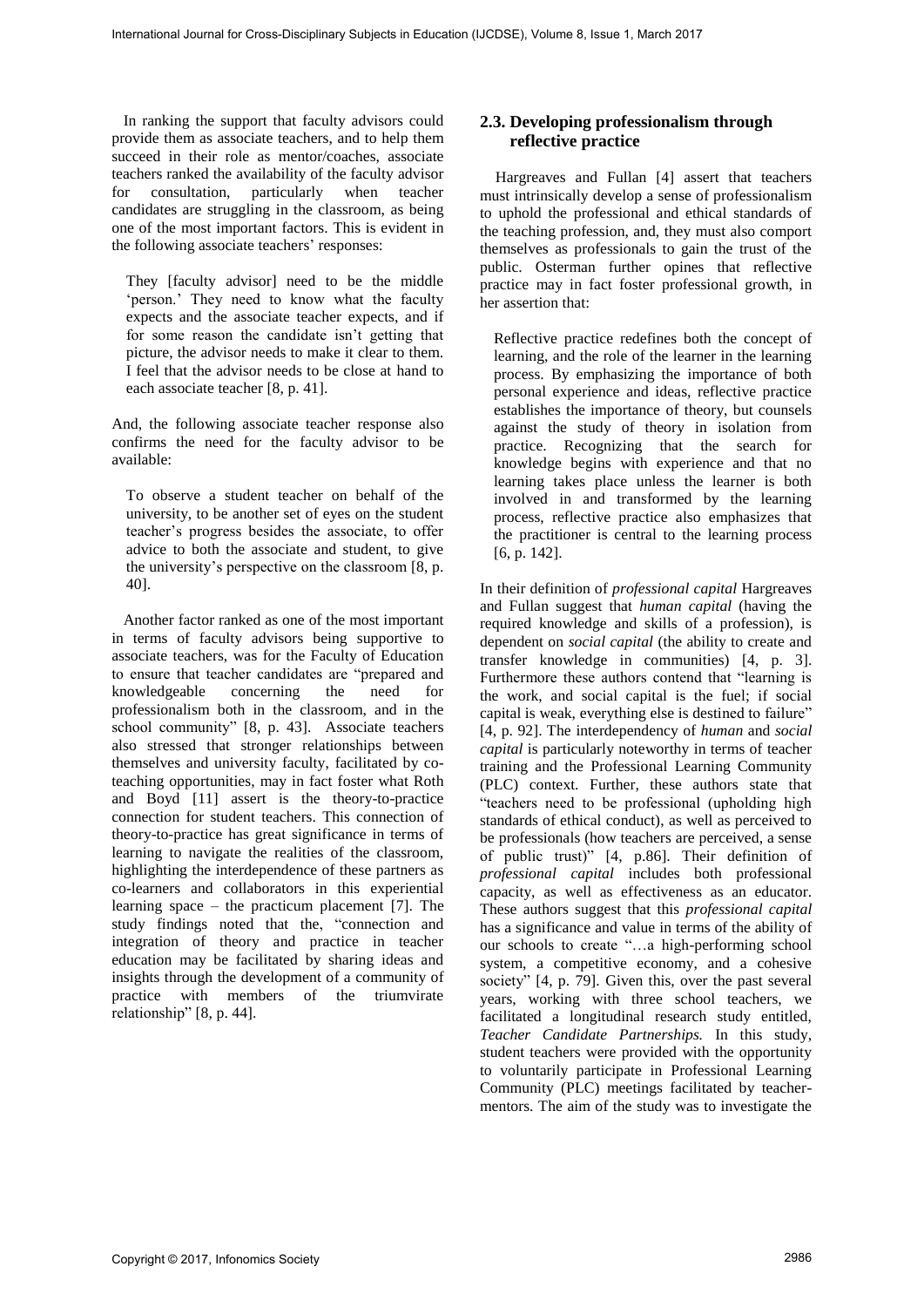In ranking the support that faculty advisors could provide them as associate teachers, and to help them succeed in their role as mentor/coaches, associate teachers ranked the availability of the faculty advisor for consultation, particularly when teacher candidates are struggling in the classroom, as being one of the most important factors. This is evident in the following associate teachers' responses:

> They [faculty advisor] need to be the middle 'person.' They need to know what the faculty expects and the associate teacher expects, and if for some reason the candidate isn't getting that picture, the advisor needs to make it clear to them. I feel that the advisor needs to be close at hand to each associate teacher [8, p. 41].

And, the following associate teacher response also confirms the need for the faculty advisor to be available:

> To observe a student teacher on behalf of the university, to be another set of eyes on the student teacher's progress besides the associate, to offer advice to both the associate and student, to give the university's perspective on the classroom [8, p. 40].

Another factor ranked as one of the most important in terms of faculty advisors being supportive to associate teachers, was for the Faculty of Education to ensure that teacher candidates are "prepared and knowledgeable concerning the need for professionalism both in the classroom, and in the school community" [8, p. 43]. Associate teachers also stressed that stronger relationships between themselves and university faculty, facilitated by co-teaching opportunities, may in fact foster what Roth and Boyd [11] assert is the theory-to-practice connection for student teachers. This connection of theory-to-practice has great significance in terms of learning to navigate the realities of the classroom, highlighting the interdependence of these partners as co-learners and collaborators in this experiential learning space – the practicum placement [7]. The study findings noted that the, "connection and integration of theory and practice in teacher education may be facilitated by sharing ideas and insights through the development of a community of practice with members of the triumvirate relationship" [8, p. 44].

### 2.3. Developing professionalism through reflective practice

Hargreaves and Fullan [4] assert that teachers must intrinsically develop a sense of professionalism to uphold the professional and ethical standards of the teaching profession, and, they must also comport themselves as professionals to gain the trust of the public. Osterman further opines that reflective practice may in fact foster professional growth, in her assertion that:

> Reflective practice redefines both the concept of learning, and the role of the learner in the learning process. By emphasizing the importance of both personal experience and ideas, reflective practice establishes the importance of theory, but counsels against the study of theory in isolation from practice. Recognizing that the search for knowledge begins with experience and that no learning takes place unless the learner is both involved in and transformed by the learning process, reflective practice also emphasizes that the practitioner is central to the learning process [6, p. 142].

In their definition of *professional capital* Hargreaves and Fullan suggest that *human capital* (having the required knowledge and skills of a profession), is dependent on *social capital* (the ability to create and transfer knowledge in communities) [4, p. 3]. Furthermore these authors contend that "learning is the work, and social capital is the fuel; if social capital is weak, everything else is destined to failure" [4, p. 92]. The interdependency of *human* and *social capital* is particularly noteworthy in terms of teacher training and the Professional Learning Community (PLC) context. Further, these authors state that "teachers need to be professional (upholding high standards of ethical conduct), as well as perceived to be professionals (how teachers are perceived, a sense of public trust)" [4, p.86]. Their definition of *professional capital* includes both professional capacity, as well as effectiveness as an educator. These authors suggest that this *professional capital* has a significance and value in terms of the ability of our schools to create "…a high-performing school system, a competitive economy, and a cohesive society" [4, p. 79]. Given this, over the past several years, working with three school teachers, we facilitated a longitudinal research study entitled, *Teacher Candidate Partnerships.* In this study, student teachers were provided with the opportunity to voluntarily participate in Professional Learning Community (PLC) meetings facilitated by teacher-mentors. The aim of the study was to investigate the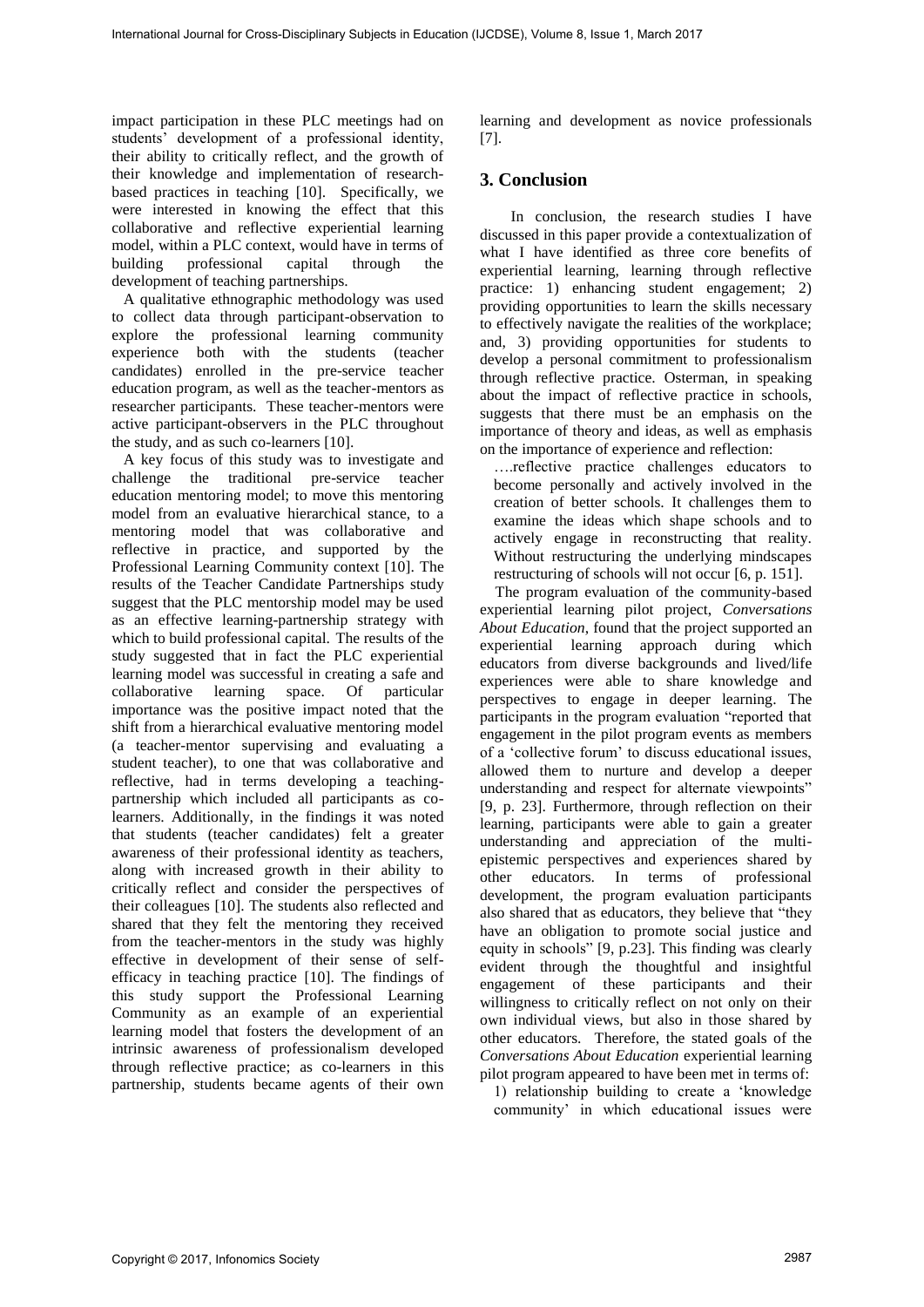impact participation in these PLC meetings had on students' development of a professional identity, their ability to critically reflect, and the growth of their knowledge and implementation of research-based practices in teaching [10]. Specifically, we were interested in knowing the effect that this collaborative and reflective experiential learning model, within a PLC context, would have in terms of building professional capital through the development of teaching partnerships.

A qualitative ethnographic methodology was used to collect data through participant-observation to explore the professional learning community experience both with the students (teacher candidates) enrolled in the pre-service teacher education program, as well as the teacher-mentors as researcher participants. These teacher-mentors were active participant-observers in the PLC throughout the study, and as such co-learners [10].

A key focus of this study was to investigate and challenge the traditional pre-service teacher education mentoring model; to move this mentoring model from an evaluative hierarchical stance, to a mentoring model that was collaborative and reflective in practice, and supported by the Professional Learning Community context [10]. The results of the Teacher Candidate Partnerships study suggest that the PLC mentorship model may be used as an effective learning-partnership strategy with which to build professional capital. The results of the study suggested that in fact the PLC experiential learning model was successful in creating a safe and collaborative learning space. Of particular importance was the positive impact noted that the shift from a hierarchical evaluative mentoring model (a teacher-mentor supervising and evaluating a student teacher), to one that was collaborative and reflective, had in terms developing a teaching-partnership which included all participants as co-learners. Additionally, in the findings it was noted that students (teacher candidates) felt a greater awareness of their professional identity as teachers, along with increased growth in their ability to critically reflect and consider the perspectives of their colleagues [10]. The students also reflected and shared that they felt the mentoring they received from the teacher-mentors in the study was highly effective in development of their sense of self-efficacy in teaching practice [10]. The findings of this study support the Professional Learning Community as an example of an experiential learning model that fosters the development of an intrinsic awareness of professionalism developed through reflective practice; as co-learners in this partnership, students became agents of their own learning and development as novice professionals [7].

## 3. Conclusion

In conclusion, the research studies I have discussed in this paper provide a contextualization of what I have identified as three core benefits of experiential learning, learning through reflective practice: 1) enhancing student engagement; 2) providing opportunities to learn the skills necessary to effectively navigate the realities of the workplace; and, 3) providing opportunities for students to develop a personal commitment to professionalism through reflective practice. Osterman, in speaking about the impact of reflective practice in schools, suggests that there must be an emphasis on the importance of theory and ideas, as well as emphasis on the importance of experience and reflection:

> ….reflective practice challenges educators to become personally and actively involved in the creation of better schools. It challenges them to examine the ideas which shape schools and to actively engage in reconstructing that reality. Without restructuring the underlying mindscapes restructuring of schools will not occur [6, p. 151].

The program evaluation of the community-based experiential learning pilot project, *Conversations About Education*, found that the project supported an experiential learning approach during which educators from diverse backgrounds and lived/life experiences were able to share knowledge and perspectives to engage in deeper learning. The participants in the program evaluation "reported that engagement in the pilot program events as members of a 'collective forum' to discuss educational issues, allowed them to nurture and develop a deeper understanding and respect for alternate viewpoints" [9, p. 23]. Furthermore, through reflection on their learning, participants were able to gain a greater understanding and appreciation of the multi-epistemic perspectives and experiences shared by other educators. In terms of professional development, the program evaluation participants also shared that as educators, they believe that "they have an obligation to promote social justice and equity in schools" [9, p.23]. This finding was clearly evident through the thoughtful and insightful engagement of these participants and their willingness to critically reflect on not only on their own individual views, but also in those shared by other educators. Therefore, the stated goals of the *Conversations About Education* experiential learning pilot program appeared to have been met in terms of:

1) relationship building to create a 'knowledge community' in which educational issues were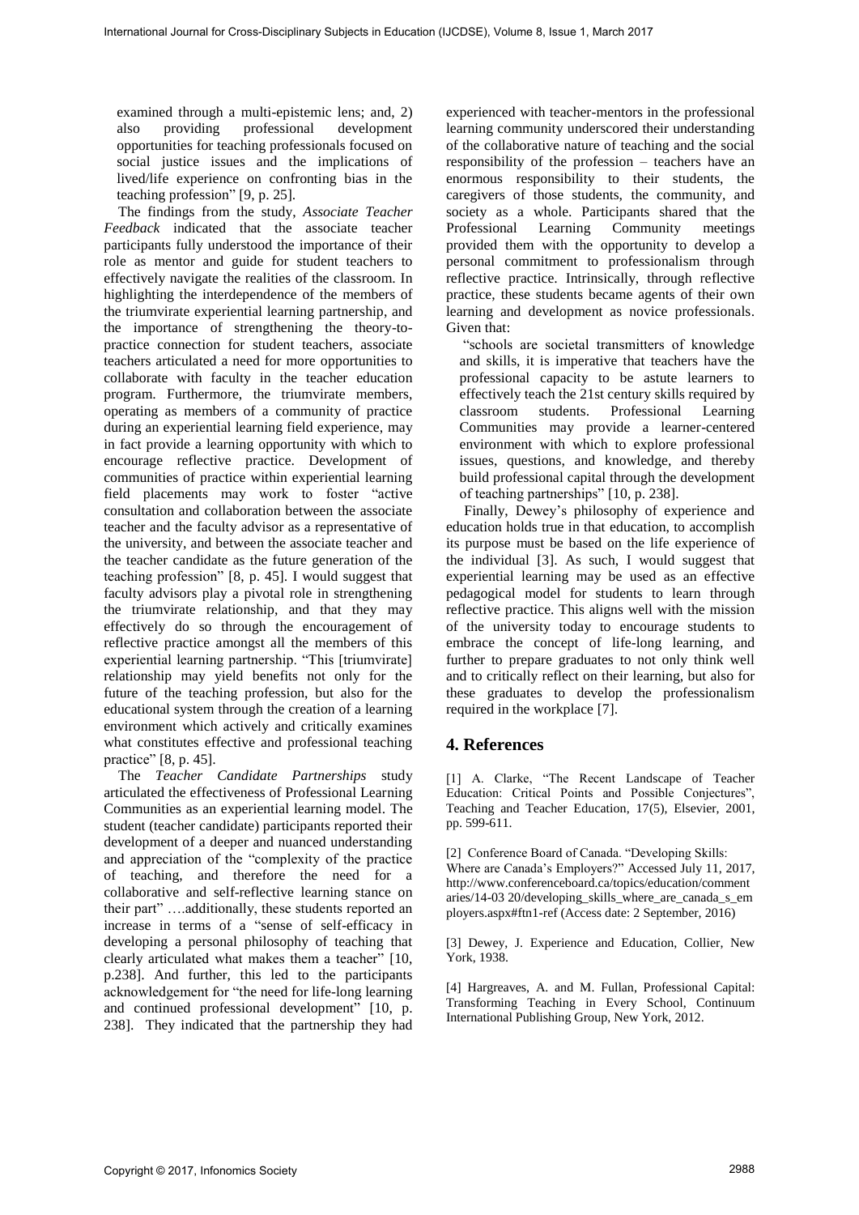examined through a multi-epistemic lens; and, 2) also providing professional development opportunities for teaching professionals focused on social justice issues and the implications of lived/life experience on confronting bias in the teaching profession" [9, p. 25].

The findings from the study, *Associate Teacher Feedback* indicated that the associate teacher participants fully understood the importance of their role as mentor and guide for student teachers to effectively navigate the realities of the classroom. In highlighting the interdependence of the members of the triumvirate experiential learning partnership, and the importance of strengthening the theory-to-practice connection for student teachers, associate teachers articulated a need for more opportunities to collaborate with faculty in the teacher education program. Furthermore, the triumvirate members, operating as members of a community of practice during an experiential learning field experience, may in fact provide a learning opportunity with which to encourage reflective practice. Development of communities of practice within experiential learning field placements may work to foster "active consultation and collaboration between the associate teacher and the faculty advisor as a representative of the university, and between the associate teacher and the teacher candidate as the future generation of the teaching profession" [8, p. 45]. I would suggest that faculty advisors play a pivotal role in strengthening the triumvirate relationship, and that they may effectively do so through the encouragement of reflective practice amongst all the members of this experiential learning partnership. "This [triumvirate] relationship may yield benefits not only for the future of the teaching profession, but also for the educational system through the creation of a learning environment which actively and critically examines what constitutes effective and professional teaching practice" [8, p. 45].

The *Teacher Candidate Partnerships* study articulated the effectiveness of Professional Learning Communities as an experiential learning model. The student (teacher candidate) participants reported their development of a deeper and nuanced understanding and appreciation of the "complexity of the practice of teaching, and therefore the need for a collaborative and self-reflective learning stance on their part" ….additionally, these students reported an increase in terms of a "sense of self-efficacy in developing a personal philosophy of teaching that clearly articulated what makes them a teacher" [10, p.238]. And further, this led to the participants acknowledgement for "the need for life-long learning and continued professional development" [10, p. 238]. They indicated that the partnership they had experienced with teacher-mentors in the professional learning community underscored their understanding of the collaborative nature of teaching and the social responsibility of the profession – teachers have an enormous responsibility to their students, the caregivers of those students, the community, and society as a whole. Participants shared that the Professional Learning Community meetings provided them with the opportunity to develop a personal commitment to professionalism through reflective practice. Intrinsically, through reflective practice, these students became agents of their own learning and development as novice professionals. Given that:

> "schools are societal transmitters of knowledge and skills, it is imperative that teachers have the professional capacity to be astute learners to effectively teach the 21st century skills required by classroom students. Professional Learning Communities may provide a learner-centered environment with which to explore professional issues, questions, and knowledge, and thereby build professional capital through the development of teaching partnerships" [10, p. 238].

Finally, Dewey's philosophy of experience and education holds true in that education, to accomplish its purpose must be based on the life experience of the individual [3]. As such, I would suggest that experiential learning may be used as an effective pedagogical model for students to learn through reflective practice. This aligns well with the mission of the university today to encourage students to embrace the concept of life-long learning, and further to prepare graduates to not only think well and to critically reflect on their learning, but also for these graduates to develop the professionalism required in the workplace [7].

## 4. References

[1] A. Clarke, "The Recent Landscape of Teacher Education: Critical Points and Possible Conjectures", Teaching and Teacher Education, 17(5), Elsevier, 2001, pp. 599-611.

[2] Conference Board of Canada. "Developing Skills: Where are Canada's Employers?" Accessed July 11, 2017, http://www.conferenceboard.ca/topics/education/commentaries/14-03 20/developing_skills_where_are_canada_s_employers.aspx#ftn1-ref (Access date: 2 September, 2016)

[3] Dewey, J. Experience and Education, Collier, New York, 1938.

[4] Hargreaves, A. and M. Fullan, Professional Capital: Transforming Teaching in Every School, Continuum International Publishing Group, New York, 2012.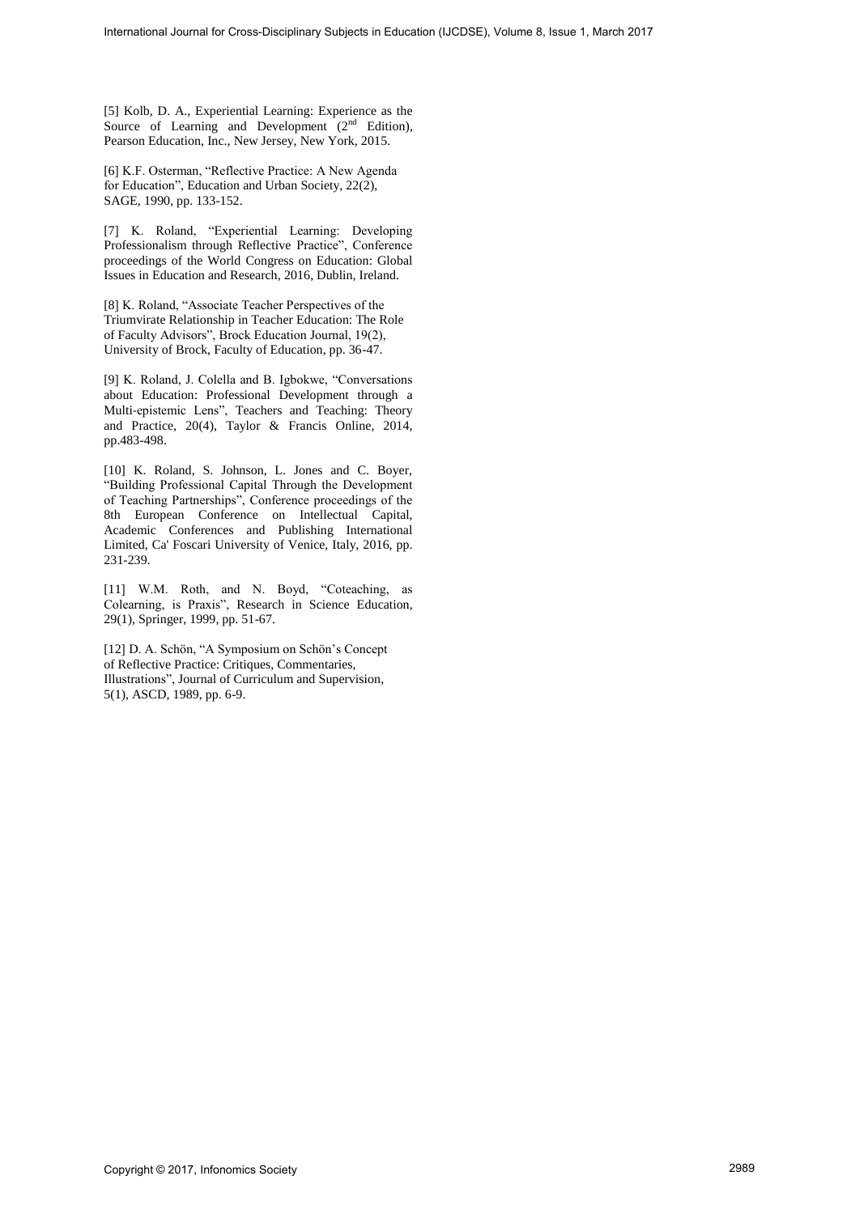[5] Kolb, D. A., Experiential Learning: Experience as the Source of Learning and Development (2nd Edition), Pearson Education, Inc., New Jersey, New York, 2015.

[6] K.F. Osterman, "Reflective Practice: A New Agenda for Education", Education and Urban Society, 22(2), SAGE, 1990, pp. 133-152.

[7] K. Roland, "Experiential Learning: Developing Professionalism through Reflective Practice", Conference proceedings of the World Congress on Education: Global Issues in Education and Research, 2016, Dublin, Ireland.

[8] K. Roland, "Associate Teacher Perspectives of the Triumvirate Relationship in Teacher Education: The Role of Faculty Advisors", Brock Education Journal, 19(2), University of Brock, Faculty of Education, pp. 36-47.

[9] K. Roland, J. Colella and B. Igbokwe, "Conversations about Education: Professional Development through a Multi-epistemic Lens", Teachers and Teaching: Theory and Practice, 20(4), Taylor & Francis Online, 2014, pp.483-498.

[10] K. Roland, S. Johnson, L. Jones and C. Boyer, "Building Professional Capital Through the Development of Teaching Partnerships", Conference proceedings of the 8th European Conference on Intellectual Capital, Academic Conferences and Publishing International Limited, Ca' Foscari University of Venice, Italy, 2016, pp. 231-239.

[11] W.M. Roth, and N. Boyd, "Coteaching, as Colearning, is Praxis", Research in Science Education, 29(1), Springer, 1999, pp. 51-67.

[12] D. A. Schön, "A Symposium on Schön's Concept of Reflective Practice: Critiques, Commentaries, Illustrations", Journal of Curriculum and Supervision, 5(1), ASCD, 1989, pp. 6-9.